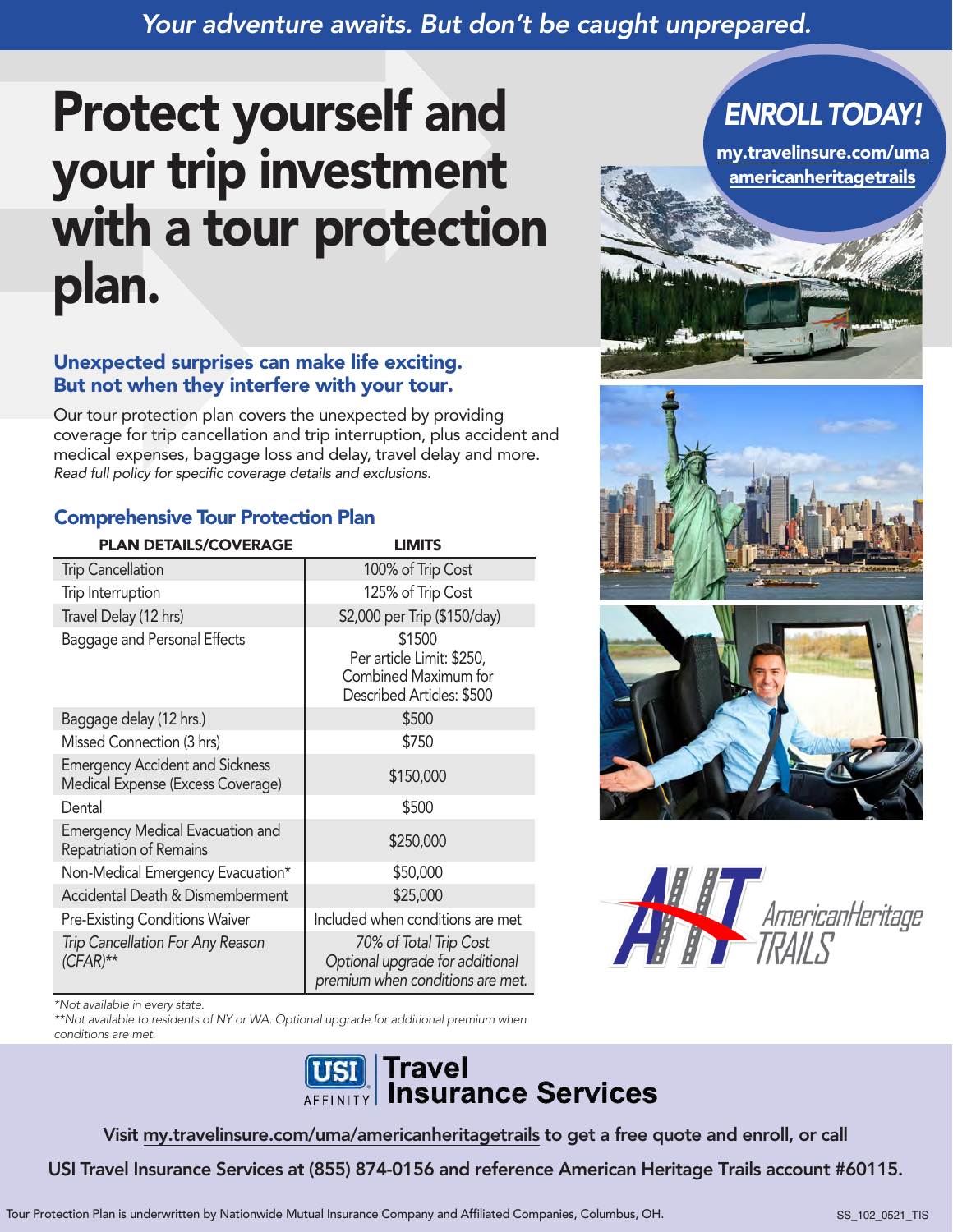*Your adventure awaits. But don't be caught unprepared.*

# Protect yourself and your trip investment with a tour protection plan.

**ENROLL TODAY!**

my.travelinsure.com/uma americanheritagetrails

## Unexpected surprises can make life exciting. But not when they interfere with your tour.

Our tour protection plan covers the unexpected by providing coverage for trip cancellation and trip interruption, plus accident and medical expenses, baggage loss and delay, travel delay and more.
*Read full policy for specific coverage details and exclusions.*

### Comprehensive Tour Protection Plan

| PLAN DETAILS/COVERAGE | LIMITS |
|---|---|
| Trip Cancellation | 100% of Trip Cost |
| Trip Interruption | 125% of Trip Cost |
| Travel Delay (12 hrs) | $2,000 per Trip ($150/day) |
| Baggage and Personal Effects | $1500 Per article Limit: $250, Combined Maximum for Described Articles: $500 |
| Baggage delay (12 hrs.) | $500 |
| Missed Connection (3 hrs) | $750 |
| Emergency Accident and Sickness Medical Expense (Excess Coverage) | $150,000 |
| Dental | $500 |
| Emergency Medical Evacuation and Repatriation of Remains | $250,000 |
| Non-Medical Emergency Evacuation* | $50,000 |
| Accidental Death & Dismemberment | $25,000 |
| Pre-Existing Conditions Waiver | Included when conditions are met |
| *Trip Cancellation For Any Reason (CFAR)*** | *70% of Total Trip Cost Optional upgrade for additional premium when conditions are met.* |

*Not available in every state.
**Not available to residents of NY or WA. Optional upgrade for additional premium when conditions are met.

AmericanHeritage TRAILS

USI AFFINITY | Travel Insurance Services

Visit my.travelinsure.com/uma/americanheritagetrails to get a free quote and enroll, or call USI Travel Insurance Services at (855) 874-0156 and reference American Heritage Trails account #60115.

Tour Protection Plan is underwritten by Nationwide Mutual Insurance Company and Affiliated Companies, Columbus, OH.

SS_102_0521_TIS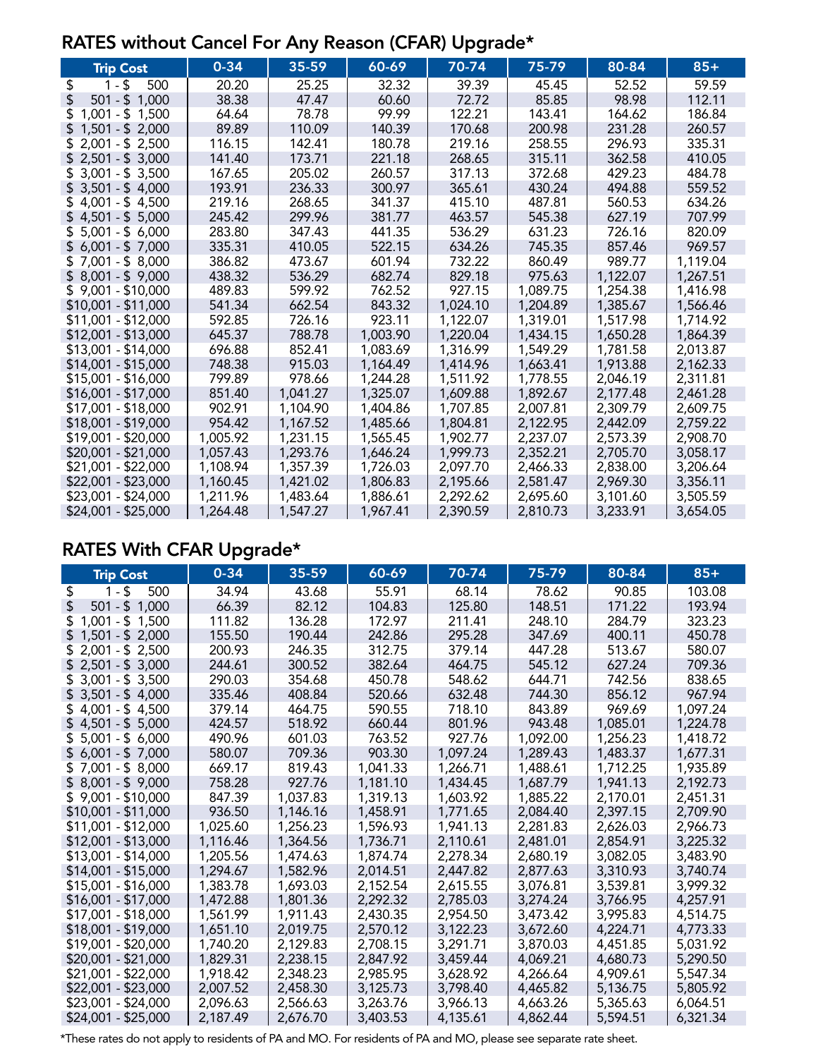## RATES without Cancel For Any Reason (CFAR) Upgrade*

| Trip Cost | 0-34 | 35-59 | 60-69 | 70-74 | 75-79 | 80-84 | 85+ |
|---|---|---|---|---|---|---|---|
| $ 1 - $ 500 | 20.20 | 25.25 | 32.32 | 39.39 | 45.45 | 52.52 | 59.59 |
| $ 501 - $ 1,000 | 38.38 | 47.47 | 60.60 | 72.72 | 85.85 | 98.98 | 112.11 |
| $ 1,001 - $ 1,500 | 64.64 | 78.78 | 99.99 | 122.21 | 143.41 | 164.62 | 186.84 |
| $ 1,501 - $ 2,000 | 89.89 | 110.09 | 140.39 | 170.68 | 200.98 | 231.28 | 260.57 |
| $ 2,001 - $ 2,500 | 116.15 | 142.41 | 180.78 | 219.16 | 258.55 | 296.93 | 335.31 |
| $ 2,501 - $ 3,000 | 141.40 | 173.71 | 221.18 | 268.65 | 315.11 | 362.58 | 410.05 |
| $ 3,001 - $ 3,500 | 167.65 | 205.02 | 260.57 | 317.13 | 372.68 | 429.23 | 484.78 |
| $ 3,501 - $ 4,000 | 193.91 | 236.33 | 300.97 | 365.61 | 430.24 | 494.88 | 559.52 |
| $ 4,001 - $ 4,500 | 219.16 | 268.65 | 341.37 | 415.10 | 487.81 | 560.53 | 634.26 |
| $ 4,501 - $ 5,000 | 245.42 | 299.96 | 381.77 | 463.57 | 545.38 | 627.19 | 707.99 |
| $ 5,001 - $ 6,000 | 283.80 | 347.43 | 441.35 | 536.29 | 631.23 | 726.16 | 820.09 |
| $ 6,001 - $ 7,000 | 335.31 | 410.05 | 522.15 | 634.26 | 745.35 | 857.46 | 969.57 |
| $ 7,001 - $ 8,000 | 386.82 | 473.67 | 601.94 | 732.22 | 860.49 | 989.77 | 1,119.04 |
| $ 8,001 - $ 9,000 | 438.32 | 536.29 | 682.74 | 829.18 | 975.63 | 1,122.07 | 1,267.51 |
| $ 9,001 - $10,000 | 489.83 | 599.92 | 762.52 | 927.15 | 1,089.75 | 1,254.38 | 1,416.98 |
| $10,001 - $11,000 | 541.34 | 662.54 | 843.32 | 1,024.10 | 1,204.89 | 1,385.67 | 1,566.46 |
| $11,001 - $12,000 | 592.85 | 726.16 | 923.11 | 1,122.07 | 1,319.01 | 1,517.98 | 1,714.92 |
| $12,001 - $13,000 | 645.37 | 788.78 | 1,003.90 | 1,220.04 | 1,434.15 | 1,650.28 | 1,864.39 |
| $13,001 - $14,000 | 696.88 | 852.41 | 1,083.69 | 1,316.99 | 1,549.29 | 1,781.58 | 2,013.87 |
| $14,001 - $15,000 | 748.38 | 915.03 | 1,164.49 | 1,414.96 | 1,663.41 | 1,913.88 | 2,162.33 |
| $15,001 - $16,000 | 799.89 | 978.66 | 1,244.28 | 1,511.92 | 1,778.55 | 2,046.19 | 2,311.81 |
| $16,001 - $17,000 | 851.40 | 1,041.27 | 1,325.07 | 1,609.88 | 1,892.67 | 2,177.48 | 2,461.28 |
| $17,001 - $18,000 | 902.91 | 1,104.90 | 1,404.86 | 1,707.85 | 2,007.81 | 2,309.79 | 2,609.75 |
| $18,001 - $19,000 | 954.42 | 1,167.52 | 1,485.66 | 1,804.81 | 2,122.95 | 2,442.09 | 2,759.22 |
| $19,001 - $20,000 | 1,005.92 | 1,231.15 | 1,565.45 | 1,902.77 | 2,237.07 | 2,573.39 | 2,908.70 |
| $20,001 - $21,000 | 1,057.43 | 1,293.76 | 1,646.24 | 1,999.73 | 2,352.21 | 2,705.70 | 3,058.17 |
| $21,001 - $22,000 | 1,108.94 | 1,357.39 | 1,726.03 | 2,097.70 | 2,466.33 | 2,838.00 | 3,206.64 |
| $22,001 - $23,000 | 1,160.45 | 1,421.02 | 1,806.83 | 2,195.66 | 2,581.47 | 2,969.30 | 3,356.11 |
| $23,001 - $24,000 | 1,211.96 | 1,483.64 | 1,886.61 | 2,292.62 | 2,695.60 | 3,101.60 | 3,505.59 |
| $24,001 - $25,000 | 1,264.48 | 1,547.27 | 1,967.41 | 2,390.59 | 2,810.73 | 3,233.91 | 3,654.05 |

## RATES With CFAR Upgrade*

| Trip Cost | 0-34 | 35-59 | 60-69 | 70-74 | 75-79 | 80-84 | 85+ |
|---|---|---|---|---|---|---|---|
| $ 1 - $ 500 | 34.94 | 43.68 | 55.91 | 68.14 | 78.62 | 90.85 | 103.08 |
| $ 501 - $ 1,000 | 66.39 | 82.12 | 104.83 | 125.80 | 148.51 | 171.22 | 193.94 |
| $ 1,001 - $ 1,500 | 111.82 | 136.28 | 172.97 | 211.41 | 248.10 | 284.79 | 323.23 |
| $ 1,501 - $ 2,000 | 155.50 | 190.44 | 242.86 | 295.28 | 347.69 | 400.11 | 450.78 |
| $ 2,001 - $ 2,500 | 200.93 | 246.35 | 312.75 | 379.14 | 447.28 | 513.67 | 580.07 |
| $ 2,501 - $ 3,000 | 244.61 | 300.52 | 382.64 | 464.75 | 545.12 | 627.24 | 709.36 |
| $ 3,001 - $ 3,500 | 290.03 | 354.68 | 450.78 | 548.62 | 644.71 | 742.56 | 838.65 |
| $ 3,501 - $ 4,000 | 335.46 | 408.84 | 520.66 | 632.48 | 744.30 | 856.12 | 967.94 |
| $ 4,001 - $ 4,500 | 379.14 | 464.75 | 590.55 | 718.10 | 843.89 | 969.69 | 1,097.24 |
| $ 4,501 - $ 5,000 | 424.57 | 518.92 | 660.44 | 801.96 | 943.48 | 1,085.01 | 1,224.78 |
| $ 5,001 - $ 6,000 | 490.96 | 601.03 | 763.52 | 927.76 | 1,092.00 | 1,256.23 | 1,418.72 |
| $ 6,001 - $ 7,000 | 580.07 | 709.36 | 903.30 | 1,097.24 | 1,289.43 | 1,483.37 | 1,677.31 |
| $ 7,001 - $ 8,000 | 669.17 | 819.43 | 1,041.33 | 1,266.71 | 1,488.61 | 1,712.25 | 1,935.89 |
| $ 8,001 - $ 9,000 | 758.28 | 927.76 | 1,181.10 | 1,434.45 | 1,687.79 | 1,941.13 | 2,192.73 |
| $ 9,001 - $10,000 | 847.39 | 1,037.83 | 1,319.13 | 1,603.92 | 1,885.22 | 2,170.01 | 2,451.31 |
| $10,001 - $11,000 | 936.50 | 1,146.16 | 1,458.91 | 1,771.65 | 2,084.40 | 2,397.15 | 2,709.90 |
| $11,001 - $12,000 | 1,025.60 | 1,256.23 | 1,596.93 | 1,941.13 | 2,281.83 | 2,626.03 | 2,966.73 |
| $12,001 - $13,000 | 1,116.46 | 1,364.56 | 1,736.71 | 2,110.61 | 2,481.01 | 2,854.91 | 3,225.32 |
| $13,001 - $14,000 | 1,205.56 | 1,474.63 | 1,874.74 | 2,278.34 | 2,680.19 | 3,082.05 | 3,483.90 |
| $14,001 - $15,000 | 1,294.67 | 1,582.96 | 2,014.51 | 2,447.82 | 2,877.63 | 3,310.93 | 3,740.74 |
| $15,001 - $16,000 | 1,383.78 | 1,693.03 | 2,152.54 | 2,615.55 | 3,076.81 | 3,539.81 | 3,999.32 |
| $16,001 - $17,000 | 1,472.88 | 1,801.36 | 2,292.32 | 2,785.03 | 3,274.24 | 3,766.95 | 4,257.91 |
| $17,001 - $18,000 | 1,561.99 | 1,911.43 | 2,430.35 | 2,954.50 | 3,473.42 | 3,995.83 | 4,514.75 |
| $18,001 - $19,000 | 1,651.10 | 2,019.75 | 2,570.12 | 3,122.23 | 3,672.60 | 4,224.71 | 4,773.33 |
| $19,001 - $20,000 | 1,740.20 | 2,129.83 | 2,708.15 | 3,291.71 | 3,870.03 | 4,451.85 | 5,031.92 |
| $20,001 - $21,000 | 1,829.31 | 2,238.15 | 2,847.92 | 3,459.44 | 4,069.21 | 4,680.73 | 5,290.50 |
| $21,001 - $22,000 | 1,918.42 | 2,348.23 | 2,985.95 | 3,628.92 | 4,266.64 | 4,909.61 | 5,547.34 |
| $22,001 - $23,000 | 2,007.52 | 2,458.30 | 3,125.73 | 3,798.40 | 4,465.82 | 5,136.75 | 5,805.92 |
| $23,001 - $24,000 | 2,096.63 | 2,566.63 | 3,263.76 | 3,966.13 | 4,663.26 | 5,365.63 | 6,064.51 |
| $24,001 - $25,000 | 2,187.49 | 2,676.70 | 3,403.53 | 4,135.61 | 4,862.44 | 5,594.51 | 6,321.34 |

*These rates do not apply to residents of PA and MO. For residents of PA and MO, please see separate rate sheet.